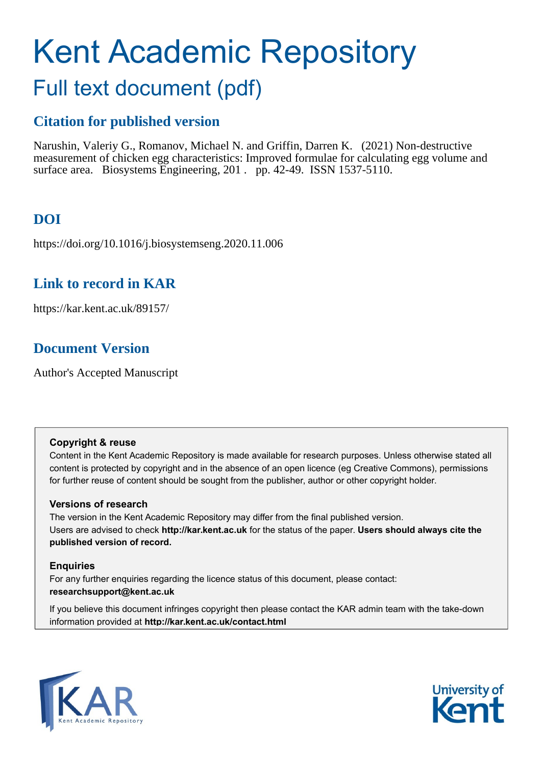# Kent Academic Repository

## Full text document (pdf)

### Citation for published version

Narushin, Valeriy G., Romanov, Michael N. and Griffin, Darren K. (2021) Non-destructive measurement of chicken egg characteristics: Improved formulae for calculating egg volume and surface area. Biosystems Engineering, 201 . pp. 42-49. ISSN 1537-5110.

### DOI

https://doi.org/10.1016/j.biosystemseng.2020.11.006

### Link to record in KAR

https://kar.kent.ac.uk/89157/

### Document Version

Author's Accepted Manuscript

**Copyright & reuse**

Content in the Kent Academic Repository is made available for research purposes. Unless otherwise stated all content is protected by copyright and in the absence of an open licence (eg Creative Commons), permissions for further reuse of content should be sought from the publisher, author or other copyright holder.

**Versions of research**

The version in the Kent Academic Repository may differ from the final published version. Users are advised to check **http://kar.kent.ac.uk** for the status of the paper. **Users should always cite the published version of record.**

**Enquiries**

For any further enquiries regarding the licence status of this document, please contact: **researchsupport@kent.ac.uk**

If you believe this document infringes copyright then please contact the KAR admin team with the take-down information provided at **http://kar.kent.ac.uk/contact.html**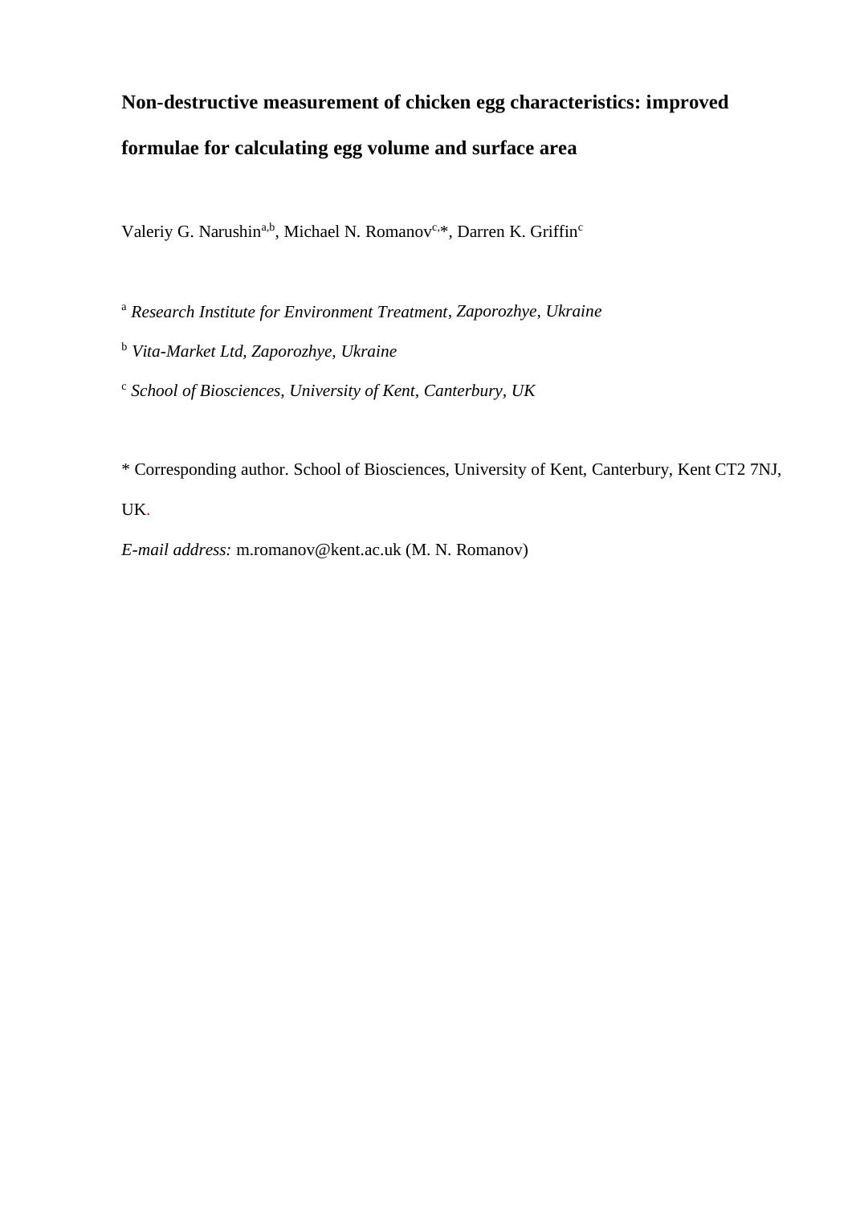# Non-destructive measurement of chicken egg characteristics: improved formulae for calculating egg volume and surface area

Valeriy G. Narushin[a,b], Michael N. Romanov[c,*], Darren K. Griffin[c]

[a] *Research Institute for Environment Treatment, Zaporozhye, Ukraine*

[b] *Vita-Market Ltd, Zaporozhye, Ukraine*

[c] *School of Biosciences, University of Kent, Canterbury, UK*

* Corresponding author. School of Biosciences, University of Kent, Canterbury, Kent CT2 7NJ, UK.

*E-mail address:* m.romanov@kent.ac.uk (M. N. Romanov)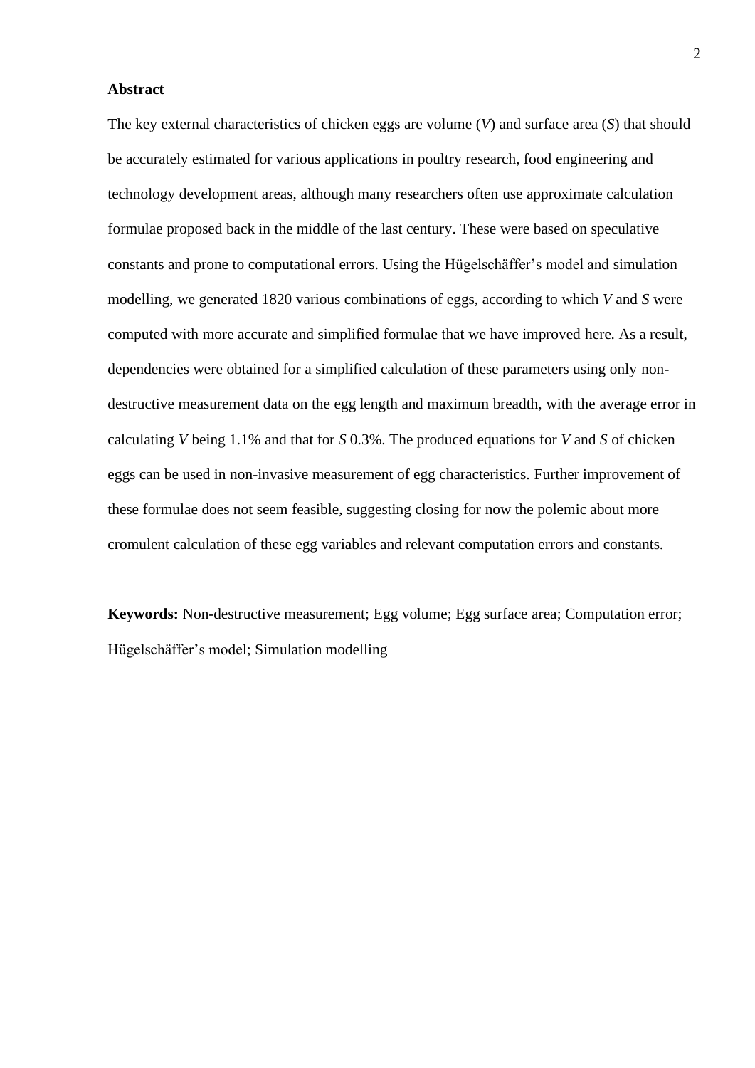**Abstract**

The key external characteristics of chicken eggs are volume (*V*) and surface area (*S*) that should be accurately estimated for various applications in poultry research, food engineering and technology development areas, although many researchers often use approximate calculation formulae proposed back in the middle of the last century. These were based on speculative constants and prone to computational errors. Using the Hügelschäffer's model and simulation modelling, we generated 1820 various combinations of eggs, according to which *V* and *S* were computed with more accurate and simplified formulae that we have improved here. As a result, dependencies were obtained for a simplified calculation of these parameters using only non-destructive measurement data on the egg length and maximum breadth, with the average error in calculating *V* being 1.1% and that for *S* 0.3%. The produced equations for *V* and *S* of chicken eggs can be used in non-invasive measurement of egg characteristics. Further improvement of these formulae does not seem feasible, suggesting closing for now the polemic about more cromulent calculation of these egg variables and relevant computation errors and constants.

**Keywords:** Non-destructive measurement; Egg volume; Egg surface area; Computation error; Hügelschäffer's model; Simulation modelling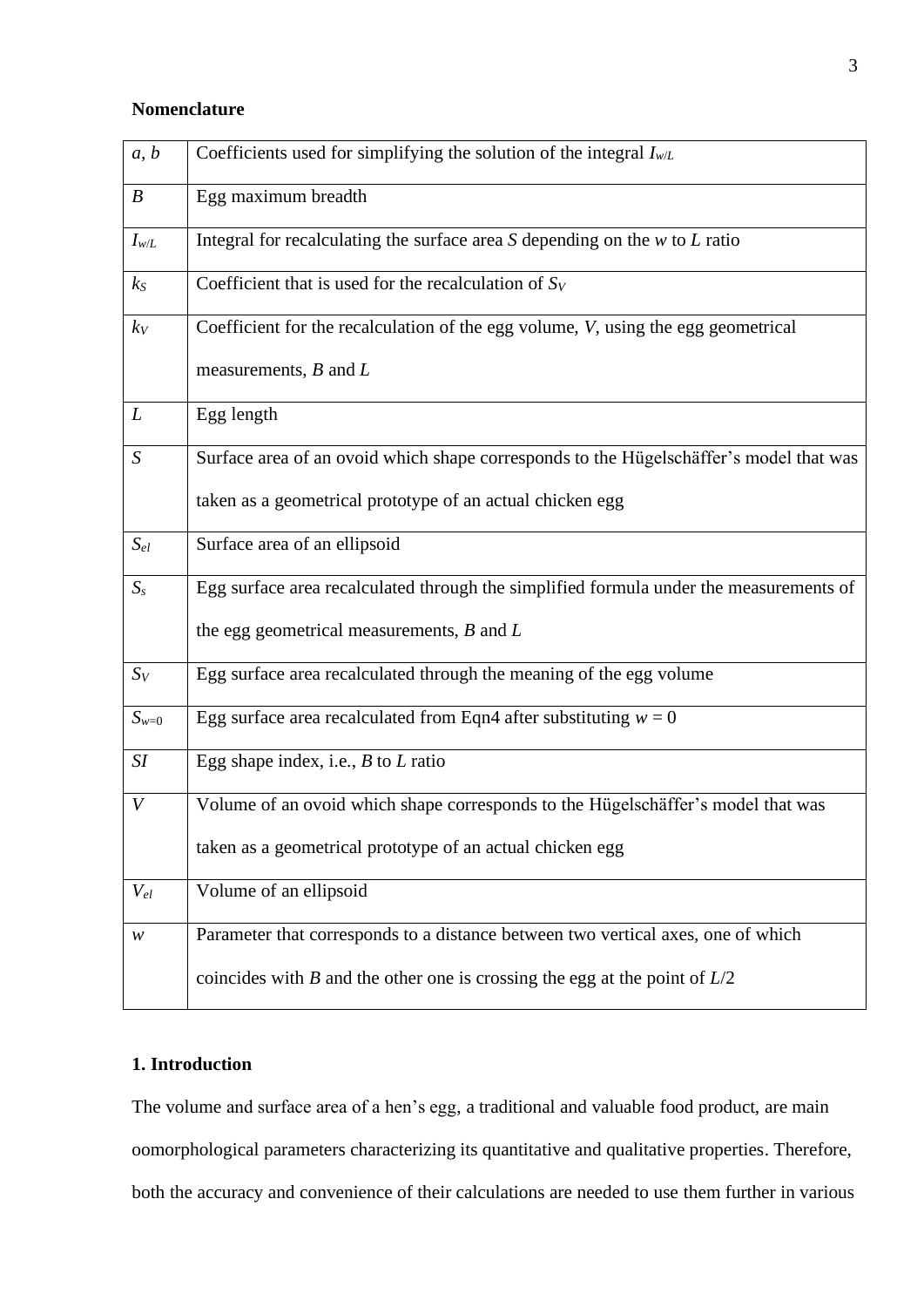**Nomenclature**

| | |
|---|---|
| $a$, $b$ | Coefficients used for simplifying the solution of the integral $I_{w/L}$ |
| $B$ | Egg maximum breadth |
| $I_{w/L}$ | Integral for recalculating the surface area $S$ depending on the $w$ to $L$ ratio |
| $k_S$ | Coefficient that is used for the recalculation of $S_V$ |
| $k_V$ | Coefficient for the recalculation of the egg volume, $V$, using the egg geometrical measurements, $B$ and $L$ |
| $L$ | Egg length |
| $S$ | Surface area of an ovoid which shape corresponds to the Hügelschäffer's model that was taken as a geometrical prototype of an actual chicken egg |
| $S_{el}$ | Surface area of an ellipsoid |
| $S_s$ | Egg surface area recalculated through the simplified formula under the measurements of the egg geometrical measurements, $B$ and $L$ |
| $S_V$ | Egg surface area recalculated through the meaning of the egg volume |
| $S_{w=0}$ | Egg surface area recalculated from Eqn4 after substituting $w = 0$ |
| $SI$ | Egg shape index, i.e., $B$ to $L$ ratio |
| $V$ | Volume of an ovoid which shape corresponds to the Hügelschäffer's model that was taken as a geometrical prototype of an actual chicken egg |
| $V_{el}$ | Volume of an ellipsoid |
| $w$ | Parameter that corresponds to a distance between two vertical axes, one of which coincides with $B$ and the other one is crossing the egg at the point of $L/2$ |

## 1. Introduction

The volume and surface area of a hen's egg, a traditional and valuable food product, are main oomorphological parameters characterizing its quantitative and qualitative properties. Therefore, both the accuracy and convenience of their calculations are needed to use them further in various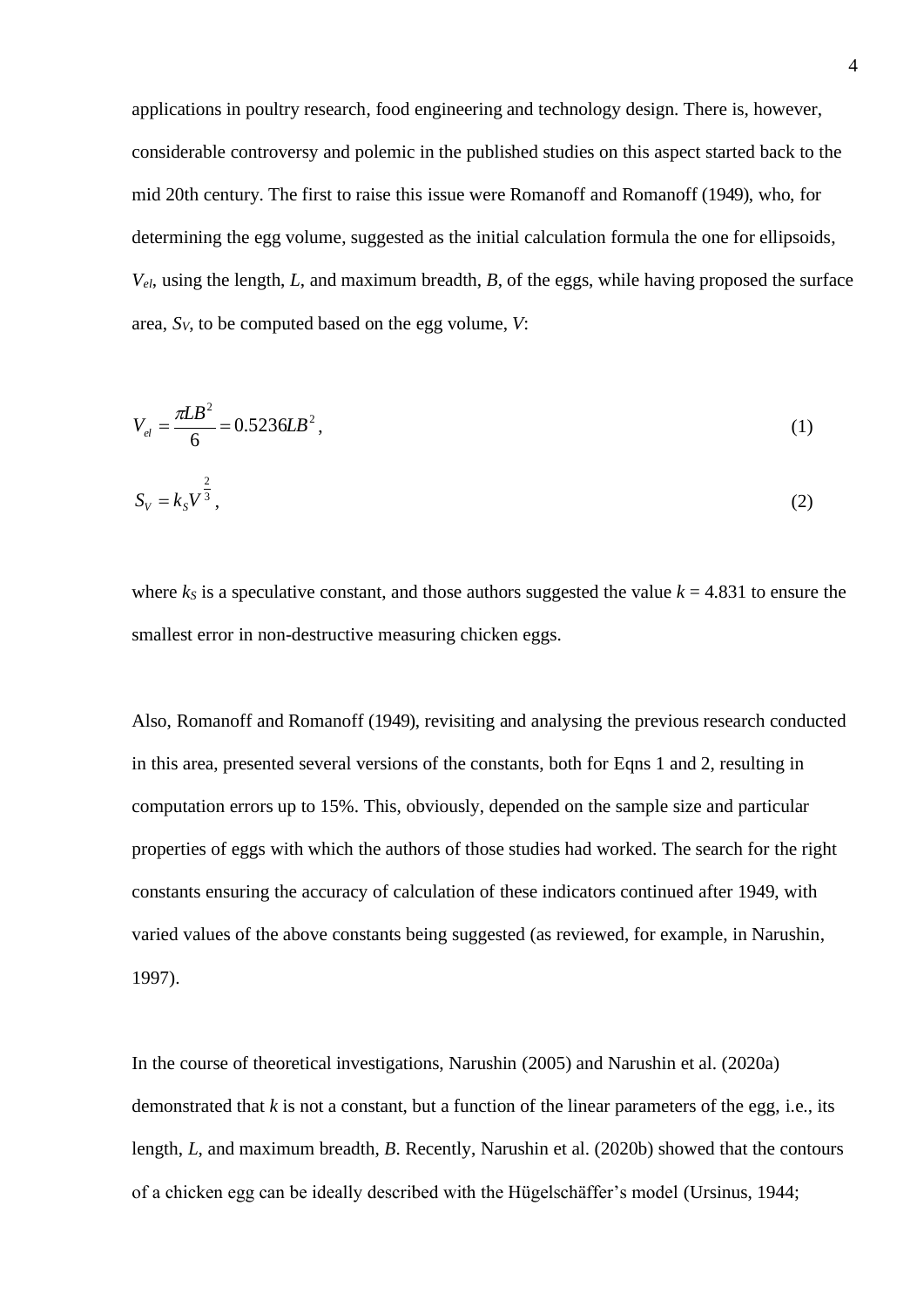applications in poultry research, food engineering and technology design. There is, however, considerable controversy and polemic in the published studies on this aspect started back to the mid 20th century. The first to raise this issue were Romanoff and Romanoff (1949), who, for determining the egg volume, suggested as the initial calculation formula the one for ellipsoids, $V_{el}$, using the length, $L$, and maximum breadth, $B$, of the eggs, while having proposed the surface area, $S_V$, to be computed based on the egg volume, $V$:

$$V_{el} = \frac{\pi L B^2}{6} = 0.5236 L B^2 , \tag{1}$$

$$S_V = k_S V^{\frac{2}{3}} , \tag{2}$$

where $k_S$ is a speculative constant, and those authors suggested the value $k = 4.831$ to ensure the smallest error in non-destructive measuring chicken eggs.

Also, Romanoff and Romanoff (1949), revisiting and analysing the previous research conducted in this area, presented several versions of the constants, both for Eqns 1 and 2, resulting in computation errors up to 15%. This, obviously, depended on the sample size and particular properties of eggs with which the authors of those studies had worked. The search for the right constants ensuring the accuracy of calculation of these indicators continued after 1949, with varied values of the above constants being suggested (as reviewed, for example, in Narushin, 1997).

In the course of theoretical investigations, Narushin (2005) and Narushin et al. (2020a) demonstrated that $k$ is not a constant, but a function of the linear parameters of the egg, i.e., its length, $L$, and maximum breadth, $B$. Recently, Narushin et al. (2020b) showed that the contours of a chicken egg can be ideally described with the Hügelschäffer's model (Ursinus, 1944;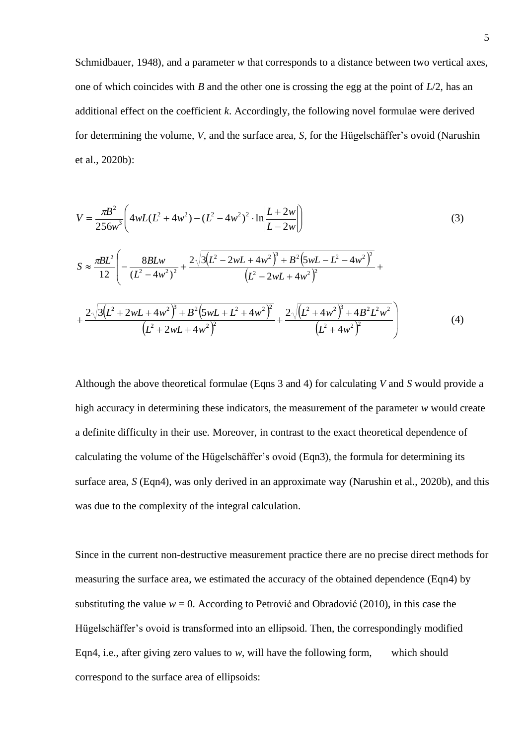Schmidbauer, 1948), and a parameter $w$ that corresponds to a distance between two vertical axes, one of which coincides with $B$ and the other one is crossing the egg at the point of $L/2$, has an additional effect on the coefficient $k$. Accordingly, the following novel formulae were derived for determining the volume, $V$, and the surface area, $S$, for the Hügelschäffer's ovoid (Narushin et al., 2020b):

$$V = \frac{\pi B^2}{256 w^3}\left(4wL(L^2 + 4w^2) - (L^2 - 4w^2)^2 \cdot \ln\left|\frac{L + 2w}{L - 2w}\right|\right) \tag{3}$$

$$S \approx \frac{\pi B L^2}{12}\left(-\frac{8BLw}{(L^2 - 4w^2)^2} + \frac{2\sqrt{3\left(L^2 - 2wL + 4w^2\right)^3 + B^2\left(5wL - L^2 - 4w^2\right)^2}}{\left(L^2 - 2wL + 4w^2\right)^2} + \right.$$

$$\left. + \frac{2\sqrt{3\left(L^2 + 2wL + 4w^2\right)^3 + B^2\left(5wL + L^2 + 4w^2\right)^2}}{\left(L^2 + 2wL + 4w^2\right)^2} + \frac{2\sqrt{\left(L^2 + 4w^2\right)^3 + 4B^2L^2w^2}}{\left(L^2 + 4w^2\right)^2}\right) \tag{4}$$

Although the above theoretical formulae (Eqns 3 and 4) for calculating $V$ and $S$ would provide a high accuracy in determining these indicators, the measurement of the parameter $w$ would create a definite difficulty in their use. Moreover, in contrast to the exact theoretical dependence of calculating the volume of the Hügelschäffer's ovoid (Eqn3), the formula for determining its surface area, $S$ (Eqn4), was only derived in an approximate way (Narushin et al., 2020b), and this was due to the complexity of the integral calculation.

Since in the current non-destructive measurement practice there are no precise direct methods for measuring the surface area, we estimated the accuracy of the obtained dependence (Eqn4) by substituting the value $w = 0$. According to Petrović and Obradović (2010), in this case the Hügelschäffer's ovoid is transformed into an ellipsoid. Then, the correspondingly modified Eqn4, i.e., after giving zero values to $w$, will have the following form, which should correspond to the surface area of ellipsoids: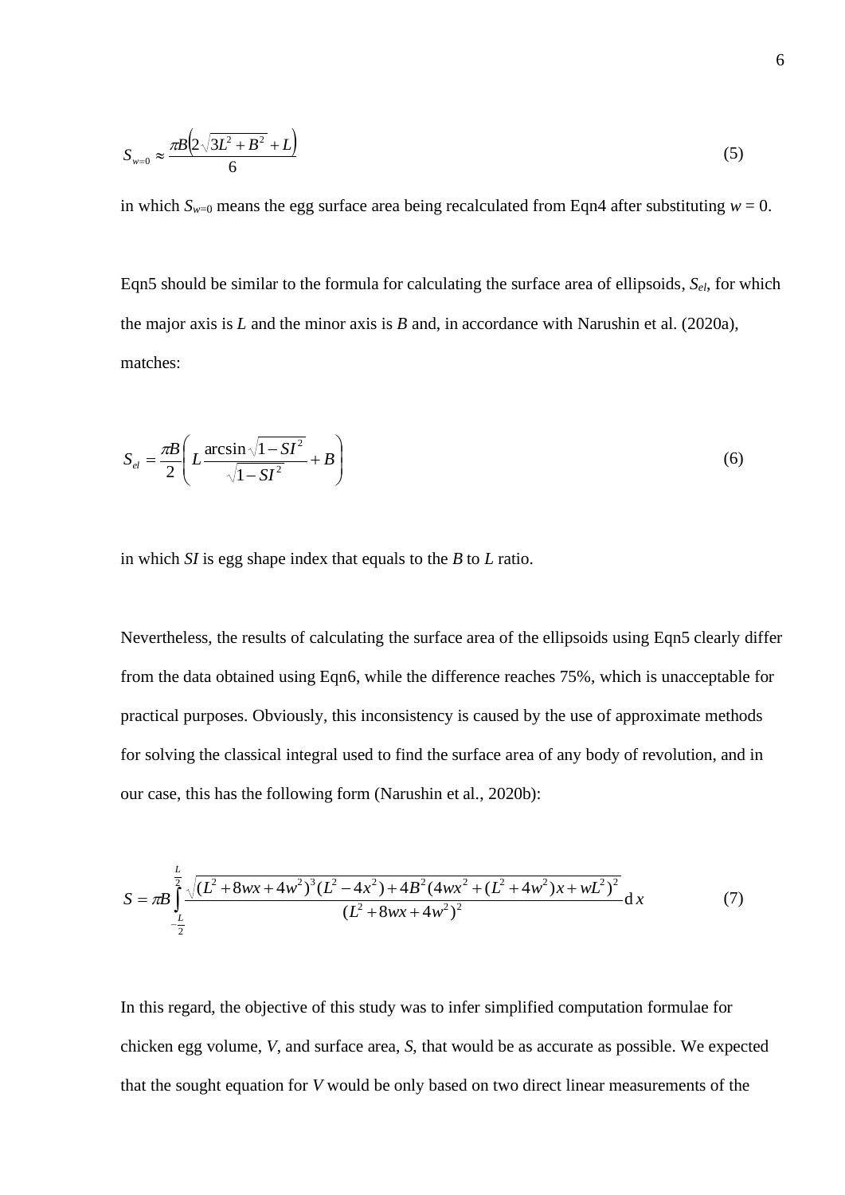$$S_{w=0} \approx \frac{\pi B\left(2\sqrt{3L^2 + B^2} + L\right)}{6} \tag{5}$$

in which $S_{w=0}$ means the egg surface area being recalculated from Eqn4 after substituting $w = 0$.

Eqn5 should be similar to the formula for calculating the surface area of ellipsoids, $S_{el}$, for which the major axis is $L$ and the minor axis is $B$ and, in accordance with Narushin et al. (2020a), matches:

$$S_{el} = \frac{\pi B}{2}\left(L\frac{\arcsin\sqrt{1 - SI^2}}{\sqrt{1 - SI^2}} + B\right) \tag{6}$$

in which $SI$ is egg shape index that equals to the $B$ to $L$ ratio.

Nevertheless, the results of calculating the surface area of the ellipsoids using Eqn5 clearly differ from the data obtained using Eqn6, while the difference reaches 75%, which is unacceptable for practical purposes. Obviously, this inconsistency is caused by the use of approximate methods for solving the classical integral used to find the surface area of any body of revolution, and in our case, this has the following form (Narushin et al., 2020b):

$$S = \pi B \int_{-\frac{L}{2}}^{\frac{L}{2}} \frac{\sqrt{(L^2 + 8wx + 4w^2)^3(L^2 - 4x^2) + 4B^2(4wx^2 + (L^2 + 4w^2)x + wL^2)^2}}{(L^2 + 8wx + 4w^2)^2}\mathrm{d}\,x \tag{7}$$

In this regard, the objective of this study was to infer simplified computation formulae for chicken egg volume, $V$, and surface area, $S$, that would be as accurate as possible. We expected that the sought equation for $V$ would be only based on two direct linear measurements of the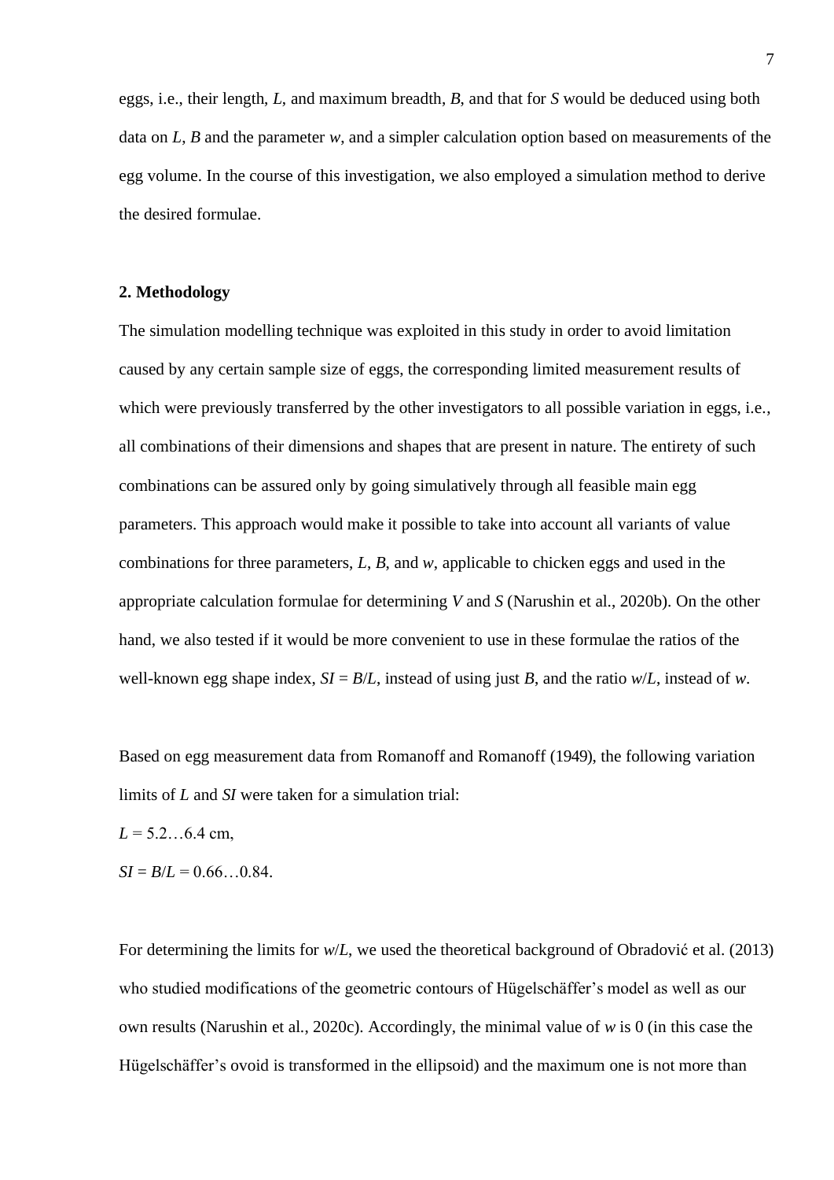eggs, i.e., their length, $L$, and maximum breadth, $B$, and that for $S$ would be deduced using both data on $L$, $B$ and the parameter $w$, and a simpler calculation option based on measurements of the egg volume. In the course of this investigation, we also employed a simulation method to derive the desired formulae.

## 2. Methodology

The simulation modelling technique was exploited in this study in order to avoid limitation caused by any certain sample size of eggs, the corresponding limited measurement results of which were previously transferred by the other investigators to all possible variation in eggs, i.e., all combinations of their dimensions and shapes that are present in nature. The entirety of such combinations can be assured only by going simulatively through all feasible main egg parameters. This approach would make it possible to take into account all variants of value combinations for three parameters, $L$, $B$, and $w$, applicable to chicken eggs and used in the appropriate calculation formulae for determining $V$ and $S$ (Narushin et al., 2020b). On the other hand, we also tested if it would be more convenient to use in these formulae the ratios of the well-known egg shape index, $SI = B/L$, instead of using just $B$, and the ratio $w/L$, instead of $w$.

Based on egg measurement data from Romanoff and Romanoff (1949), the following variation limits of $L$ and $SI$ were taken for a simulation trial:

$L = 5.2…6.4$ cm,

$SI = B/L = 0.66…0.84$.

For determining the limits for $w/L$, we used the theoretical background of Obradović et al. (2013) who studied modifications of the geometric contours of Hügelschäffer's model as well as our own results (Narushin et al., 2020c). Accordingly, the minimal value of $w$ is 0 (in this case the Hügelschäffer's ovoid is transformed in the ellipsoid) and the maximum one is not more than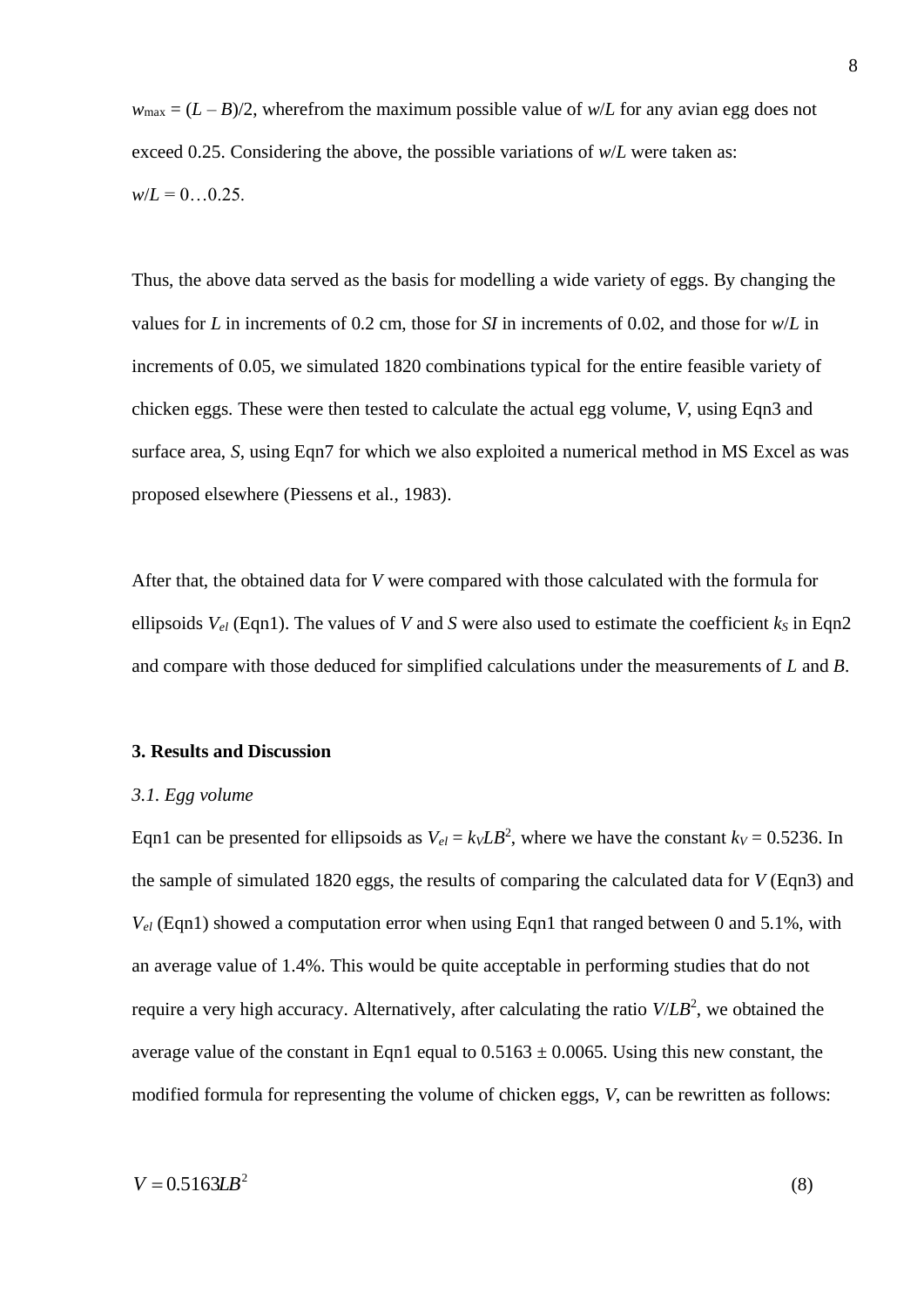$w_{max} = (L – B)/2$, wherefrom the maximum possible value of $w/L$ for any avian egg does not exceed 0.25. Considering the above, the possible variations of $w/L$ were taken as: $w/L = 0…0.25$.

Thus, the above data served as the basis for modelling a wide variety of eggs. By changing the values for $L$ in increments of 0.2 cm, those for $SI$ in increments of 0.02, and those for $w/L$ in increments of 0.05, we simulated 1820 combinations typical for the entire feasible variety of chicken eggs. These were then tested to calculate the actual egg volume, $V$, using Eqn3 and surface area, $S$, using Eqn7 for which we also exploited a numerical method in MS Excel as was proposed elsewhere (Piessens et al., 1983).

After that, the obtained data for $V$ were compared with those calculated with the formula for ellipsoids $V_{el}$ (Eqn1). The values of $V$ and $S$ were also used to estimate the coefficient $k_S$ in Eqn2 and compare with those deduced for simplified calculations under the measurements of $L$ and $B$.

## 3. Results and Discussion

### *3.1. Egg volume*

Eqn1 can be presented for ellipsoids as $V_{el} = k_V LB^2$, where we have the constant $k_V = 0.5236$. In the sample of simulated 1820 eggs, the results of comparing the calculated data for $V$ (Eqn3) and $V_{el}$ (Eqn1) showed a computation error when using Eqn1 that ranged between 0 and 5.1%, with an average value of 1.4%. This would be quite acceptable in performing studies that do not require a very high accuracy. Alternatively, after calculating the ratio $V/LB^2$, we obtained the average value of the constant in Eqn1 equal to 0.5163 ± 0.0065. Using this new constant, the modified formula for representing the volume of chicken eggs, $V$, can be rewritten as follows:

$$V = 0.5163LB^2 \tag{8}$$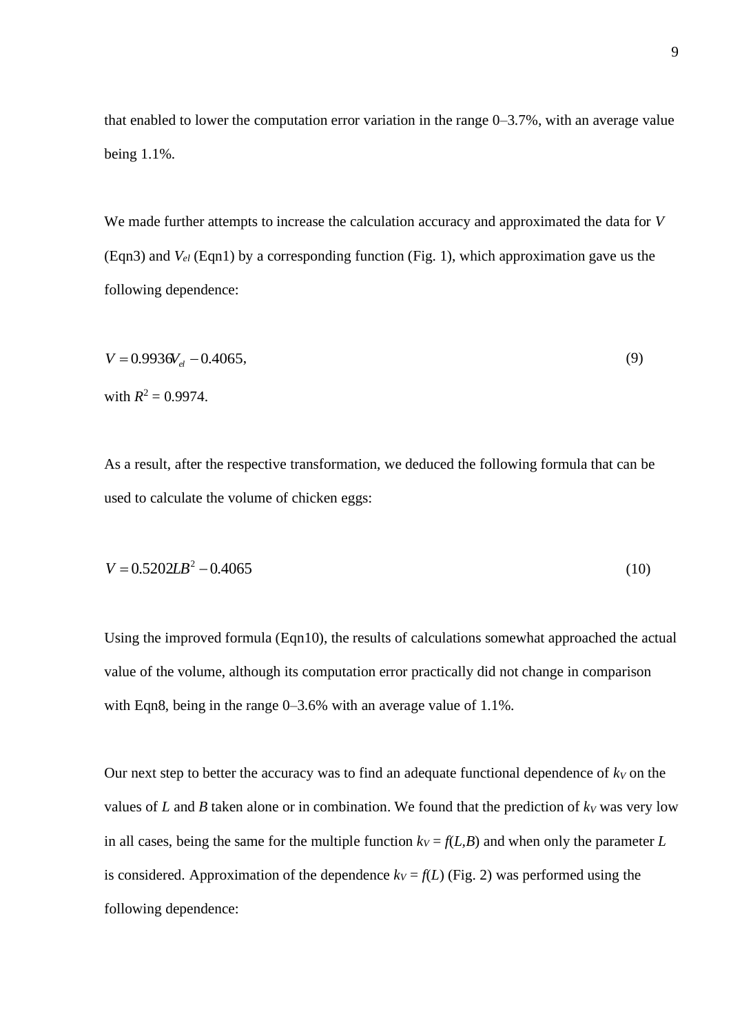that enabled to lower the computation error variation in the range 0–3.7%, with an average value being 1.1%.

We made further attempts to increase the calculation accuracy and approximated the data for $V$ (Eqn3) and $V_{el}$ (Eqn1) by a corresponding function (Fig. 1), which approximation gave us the following dependence:

$$V = 0.9936V_{el} - 0.4065, \tag{9}$$

with $R^2 = 0.9974$.

As a result, after the respective transformation, we deduced the following formula that can be used to calculate the volume of chicken eggs:

$$V = 0.5202LB^2 - 0.4065 \tag{10}$$

Using the improved formula (Eqn10), the results of calculations somewhat approached the actual value of the volume, although its computation error practically did not change in comparison with Eqn8, being in the range 0–3.6% with an average value of 1.1%.

Our next step to better the accuracy was to find an adequate functional dependence of $k_V$ on the values of $L$ and $B$ taken alone or in combination. We found that the prediction of $k_V$ was very low in all cases, being the same for the multiple function $k_V = f(L,B)$ and when only the parameter $L$ is considered. Approximation of the dependence $k_V = f(L)$ (Fig. 2) was performed using the following dependence: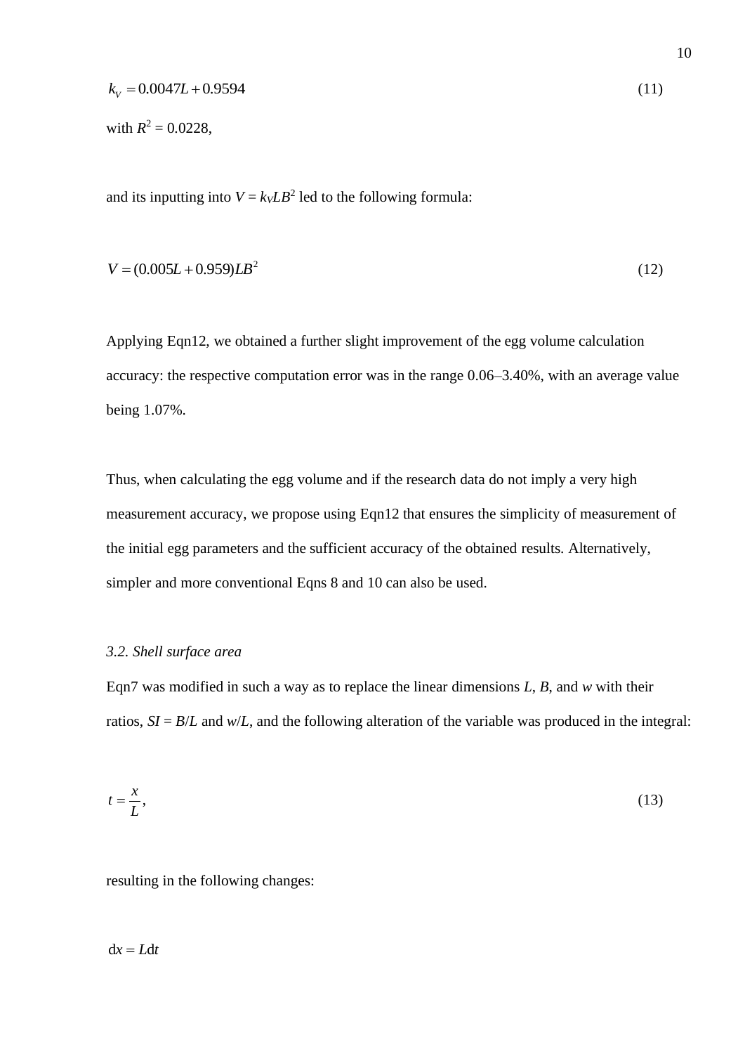$$k_V = 0.0047L + 0.9594 \tag{11}$$

with $R^2 = 0.0228$,

and its inputting into $V = k_V LB^2$ led to the following formula:

$$V = (0.005L + 0.959)LB^2 \tag{12}$$

Applying Eqn12, we obtained a further slight improvement of the egg volume calculation accuracy: the respective computation error was in the range 0.06–3.40%, with an average value being 1.07%.

Thus, when calculating the egg volume and if the research data do not imply a very high measurement accuracy, we propose using Eqn12 that ensures the simplicity of measurement of the initial egg parameters and the sufficient accuracy of the obtained results. Alternatively, simpler and more conventional Eqns 8 and 10 can also be used.

### *3.2. Shell surface area*

Eqn7 was modified in such a way as to replace the linear dimensions $L$, $B$, and $w$ with their ratios, $SI = B/L$ and $w/L$, and the following alteration of the variable was produced in the integral:

$$t = \frac{x}{L}, \tag{13}$$

resulting in the following changes:

$$\mathrm{d}x = L\mathrm{d}t$$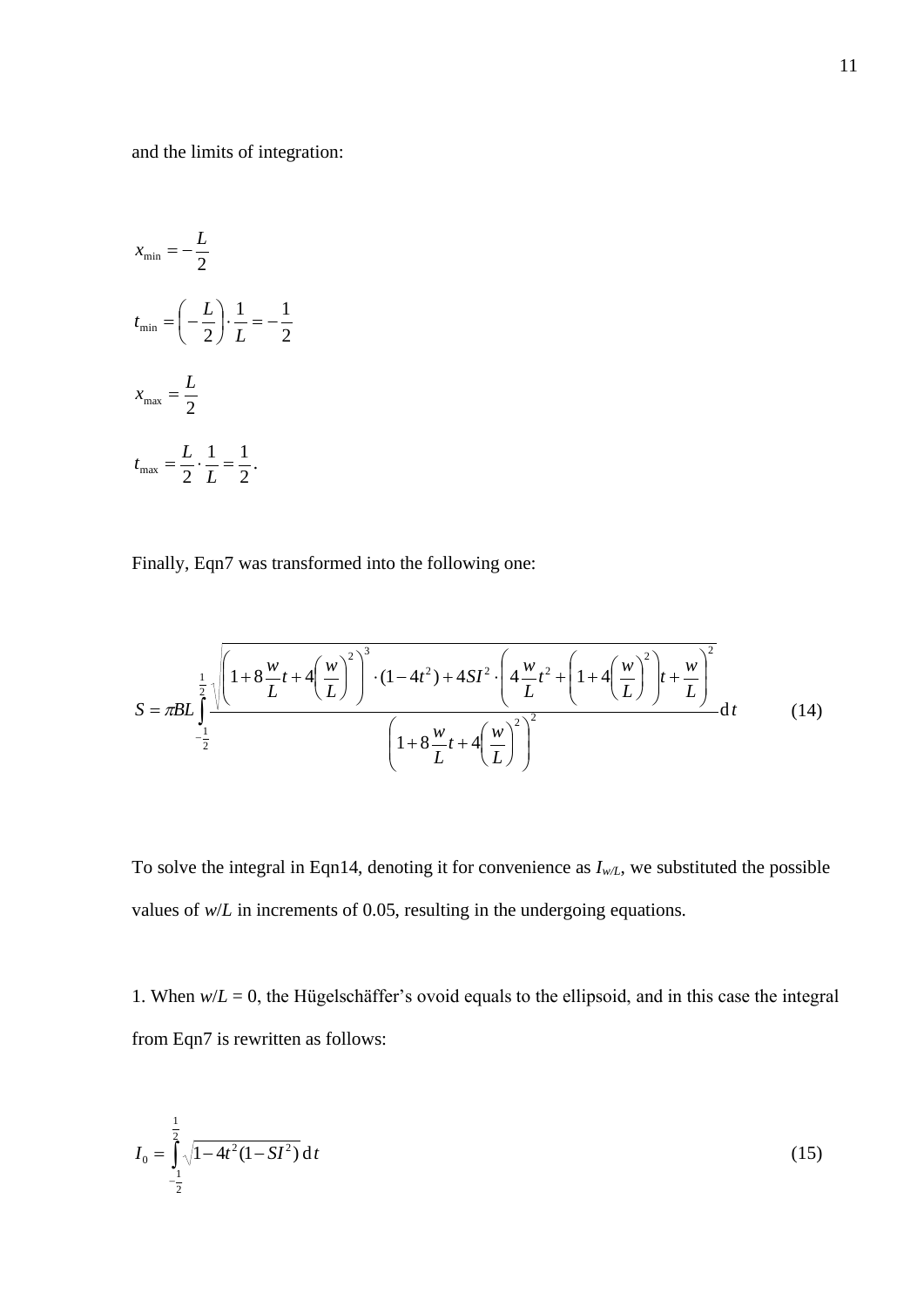and the limits of integration:

$$x_{\min} = -\frac{L}{2}$$

$$t_{\min} = \left(-\frac{L}{2}\right) \cdot \frac{1}{L} = -\frac{1}{2}$$

$$x_{\max} = \frac{L}{2}$$

$$t_{\max} = \frac{L}{2} \cdot \frac{1}{L} = \frac{1}{2}.$$

Finally, Eqn7 was transformed into the following one:

$$S = \pi BL \int_{-\frac{1}{2}}^{\frac{1}{2}} \frac{\sqrt{\left(1 + 8\frac{w}{L}t + 4\left(\frac{w}{L}\right)^2\right)^3 \cdot (1 - 4t^2) + 4SI^2 \cdot \left(4\frac{w}{L}t^2 + \left(1 + 4\left(\frac{w}{L}\right)^2\right)t + \frac{w}{L}\right)^2}}{\left(1 + 8\frac{w}{L}t + 4\left(\frac{w}{L}\right)^2\right)^2} \mathrm{d}t \tag{14}$$

To solve the integral in Eqn14, denoting it for convenience as $I_{w/L}$, we substituted the possible values of $w/L$ in increments of 0.05, resulting in the undergoing equations.

1. When $w/L = 0$, the Hügelschäffer's ovoid equals to the ellipsoid, and in this case the integral from Eqn7 is rewritten as follows:

$$I_0 = \int_{-\frac{1}{2}}^{\frac{1}{2}} \sqrt{1 - 4t^2(1 - SI^2)}\,\mathrm{d}t \tag{15}$$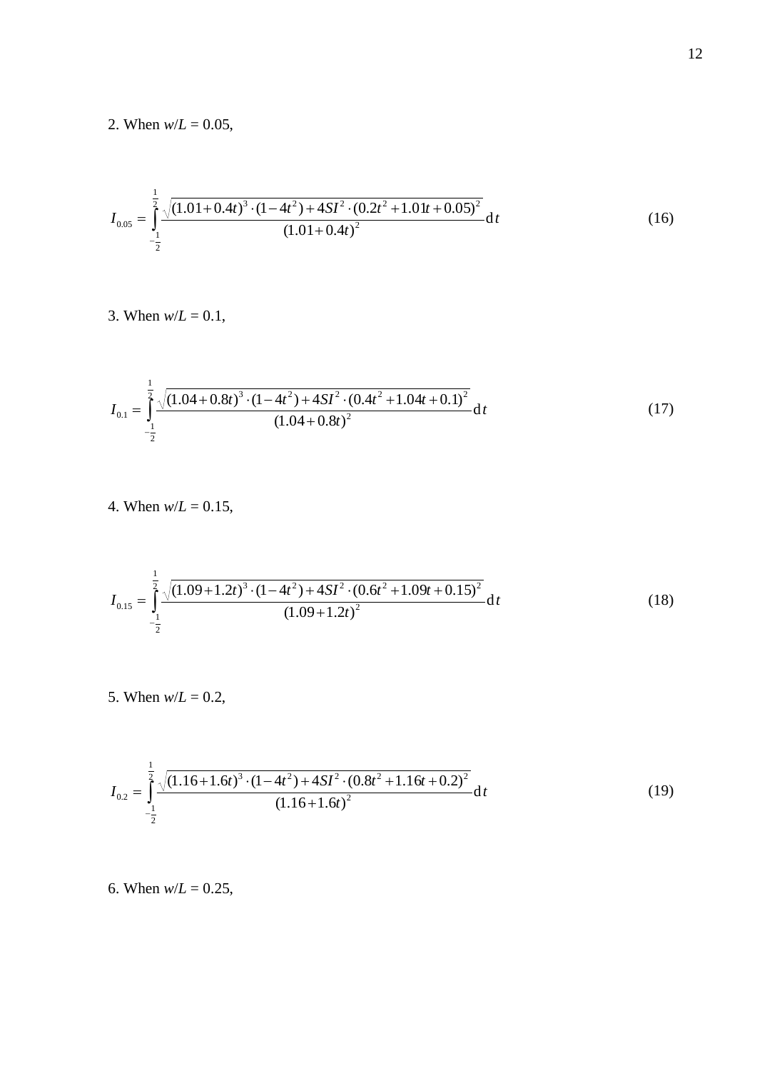2. When $w/L = 0.05$,

$$I_{0.05} = \int_{-\frac{1}{2}}^{\frac{1}{2}} \frac{\sqrt{(1.01+0.4t)^3 \cdot (1-4t^2) + 4SI^2 \cdot (0.2t^2 + 1.01t + 0.05)^2}}{(1.01+0.4t)^2} \mathrm{d}t \tag{16}$$

3. When $w/L = 0.1$,

$$I_{0.1} = \int_{-\frac{1}{2}}^{\frac{1}{2}} \frac{\sqrt{(1.04+0.8t)^3 \cdot (1-4t^2) + 4SI^2 \cdot (0.4t^2 + 1.04t + 0.1)^2}}{(1.04+0.8t)^2} \mathrm{d}t \tag{17}$$

4. When $w/L = 0.15$,

$$I_{0.15} = \int_{-\frac{1}{2}}^{\frac{1}{2}} \frac{\sqrt{(1.09+1.2t)^3 \cdot (1-4t^2) + 4SI^2 \cdot (0.6t^2 + 1.09t + 0.15)^2}}{(1.09+1.2t)^2} \mathrm{d}t \tag{18}$$

5. When $w/L = 0.2$,

$$I_{0.2} = \int_{-\frac{1}{2}}^{\frac{1}{2}} \frac{\sqrt{(1.16+1.6t)^3 \cdot (1-4t^2) + 4SI^2 \cdot (0.8t^2 + 1.16t + 0.2)^2}}{(1.16+1.6t)^2} \mathrm{d}t \tag{19}$$

6. When $w/L = 0.25$,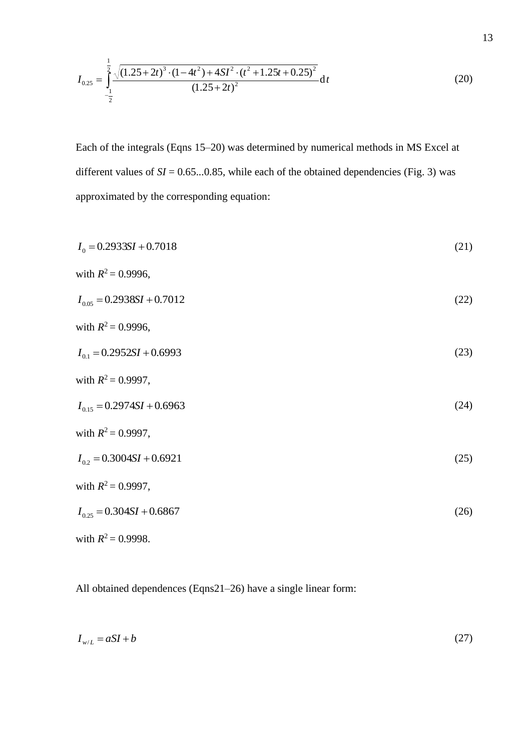$$I_{0.25} = \int_{-\frac{1}{2}}^{\frac{1}{2}} \frac{\sqrt{(1.25+2t)^3 \cdot (1-4t^2) + 4SI^2 \cdot (t^2 + 1.25t + 0.25)^2}}{(1.25+2t)^2} \mathrm{d}t \tag{20}$$

Each of the integrals (Eqns 15–20) was determined by numerical methods in MS Excel at different values of $SI$ = 0.65...0.85, while each of the obtained dependencies (Fig. 3) was approximated by the corresponding equation:

$$I_0 = 0.2933SI + 0.7018 \tag{21}$$

with $R^2 = 0.9996$,

$$I_{0.05} = 0.2938SI + 0.7012 \tag{22}$$

with $R^2 = 0.9996$,

$$I_{0.1} = 0.2952SI + 0.6993 \tag{23}$$

with $R^2 = 0.9997$,

$$I_{0.15} = 0.2974SI + 0.6963 \tag{24}$$

with $R^2 = 0.9997$,

$$I_{0.2} = 0.3004SI + 0.6921 \tag{25}$$

with $R^2 = 0.9997$,

$$I_{0.25} = 0.304SI + 0.6867 \tag{26}$$

with $R^2 = 0.9998$.

All obtained dependences (Eqns21–26) have a single linear form:

$$I_{w/L} = aSI + b \tag{27}$$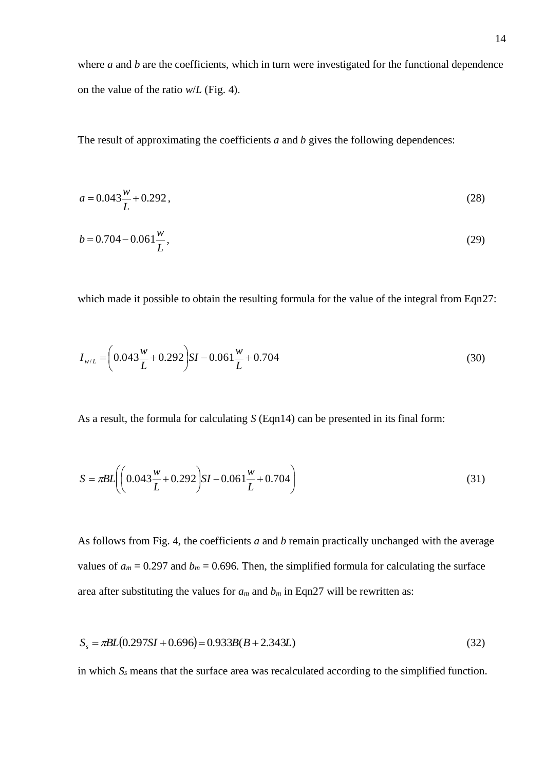where $a$ and $b$ are the coefficients, which in turn were investigated for the functional dependence on the value of the ratio $w/L$ (Fig. 4).

The result of approximating the coefficients $a$ and $b$ gives the following dependences:

$$a = 0.043\frac{w}{L} + 0.292\,, \tag{28}$$

$$b = 0.704 - 0.061\frac{w}{L}\,, \tag{29}$$

which made it possible to obtain the resulting formula for the value of the integral from Eqn27:

$$I_{w/L} = \left(0.043\frac{w}{L} + 0.292\right)SI - 0.061\frac{w}{L} + 0.704 \tag{30}$$

As a result, the formula for calculating $S$ (Eqn14) can be presented in its final form:

$$S = \pi BL\left(\left(0.043\frac{w}{L} + 0.292\right)SI - 0.061\frac{w}{L} + 0.704\right) \tag{31}$$

As follows from Fig. 4, the coefficients $a$ and $b$ remain practically unchanged with the average values of $a_m = 0.297$ and $b_m = 0.696$. Then, the simplified formula for calculating the surface area after substituting the values for $a_m$ and $b_m$ in Eqn27 will be rewritten as:

$$S_s = \pi BL(0.297SI + 0.696) = 0.933B(B + 2.343L) \tag{32}$$

in which $S_s$ means that the surface area was recalculated according to the simplified function.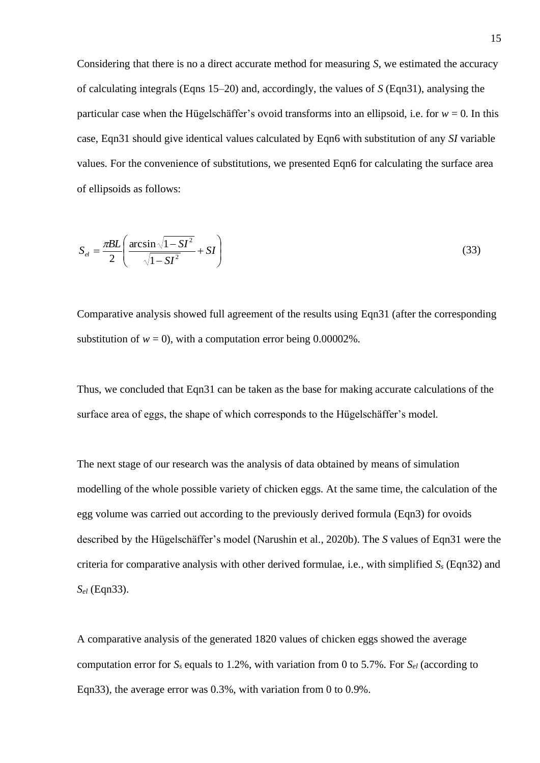Considering that there is no a direct accurate method for measuring *S*, we estimated the accuracy of calculating integrals (Eqns 15–20) and, accordingly, the values of *S* (Eqn31), analysing the particular case when the Hügelschäffer's ovoid transforms into an ellipsoid, i.e. for $w = 0$. In this case, Eqn31 should give identical values calculated by Eqn6 with substitution of any *SI* variable values. For the convenience of substitutions, we presented Eqn6 for calculating the surface area of ellipsoids as follows:

$$S_{el} = \frac{\pi BL}{2}\left(\frac{\arcsin\sqrt{1-SI^2}}{\sqrt{1-SI^2}} + SI\right) \tag{33}$$

Comparative analysis showed full agreement of the results using Eqn31 (after the corresponding substitution of $w = 0$), with a computation error being 0.00002%.

Thus, we concluded that Eqn31 can be taken as the base for making accurate calculations of the surface area of eggs, the shape of which corresponds to the Hügelschäffer's model.

The next stage of our research was the analysis of data obtained by means of simulation modelling of the whole possible variety of chicken eggs. At the same time, the calculation of the egg volume was carried out according to the previously derived formula (Eqn3) for ovoids described by the Hügelschäffer's model (Narushin et al., 2020b). The *S* values of Eqn31 were the criteria for comparative analysis with other derived formulae, i.e., with simplified $S_s$ (Eqn32) and $S_{el}$ (Eqn33).

A comparative analysis of the generated 1820 values of chicken eggs showed the average computation error for $S_s$ equals to 1.2%, with variation from 0 to 5.7%. For $S_{el}$ (according to Eqn33), the average error was 0.3%, with variation from 0 to 0.9%.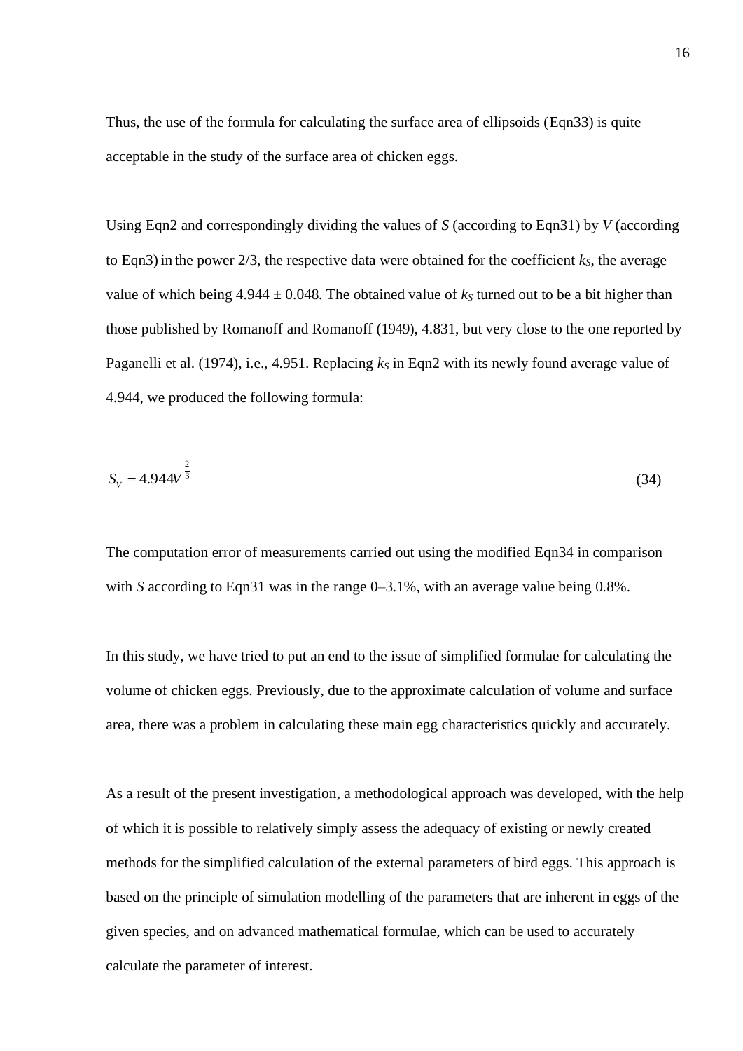Thus, the use of the formula for calculating the surface area of ellipsoids (Eqn33) is quite acceptable in the study of the surface area of chicken eggs.

Using Eqn2 and correspondingly dividing the values of $S$ (according to Eqn31) by $V$ (according to Eqn3) in the power 2/3, the respective data were obtained for the coefficient $k_S$, the average value of which being 4.944 ± 0.048. The obtained value of $k_S$ turned out to be a bit higher than those published by Romanoff and Romanoff (1949), 4.831, but very close to the one reported by Paganelli et al. (1974), i.e., 4.951. Replacing $k_S$ in Eqn2 with its newly found average value of 4.944, we produced the following formula:

$$S_V = 4.944V^{\frac{2}{3}} \tag{34}$$

The computation error of measurements carried out using the modified Eqn34 in comparison with $S$ according to Eqn31 was in the range 0–3.1%, with an average value being 0.8%.

In this study, we have tried to put an end to the issue of simplified formulae for calculating the volume of chicken eggs. Previously, due to the approximate calculation of volume and surface area, there was a problem in calculating these main egg characteristics quickly and accurately.

As a result of the present investigation, a methodological approach was developed, with the help of which it is possible to relatively simply assess the adequacy of existing or newly created methods for the simplified calculation of the external parameters of bird eggs. This approach is based on the principle of simulation modelling of the parameters that are inherent in eggs of the given species, and on advanced mathematical formulae, which can be used to accurately calculate the parameter of interest.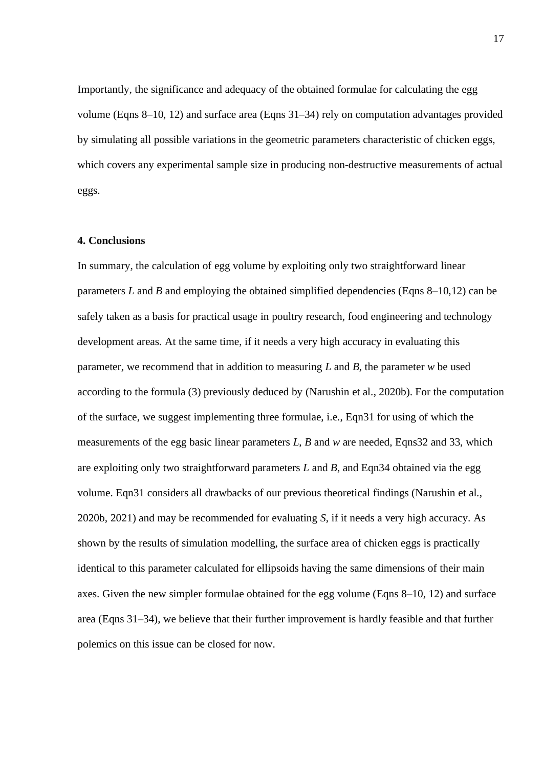Importantly, the significance and adequacy of the obtained formulae for calculating the egg volume (Eqns 8–10, 12) and surface area (Eqns 31–34) rely on computation advantages provided by simulating all possible variations in the geometric parameters characteristic of chicken eggs, which covers any experimental sample size in producing non-destructive measurements of actual eggs.

## 4. Conclusions

In summary, the calculation of egg volume by exploiting only two straightforward linear parameters $L$ and $B$ and employing the obtained simplified dependencies (Eqns 8–10,12) can be safely taken as a basis for practical usage in poultry research, food engineering and technology development areas. At the same time, if it needs a very high accuracy in evaluating this parameter, we recommend that in addition to measuring $L$ and $B$, the parameter $w$ be used according to the formula (3) previously deduced by (Narushin et al., 2020b). For the computation of the surface, we suggest implementing three formulae, i.e., Eqn31 for using of which the measurements of the egg basic linear parameters $L$, $B$ and $w$ are needed, Eqns32 and 33, which are exploiting only two straightforward parameters $L$ and $B$, and Eqn34 obtained via the egg volume. Eqn31 considers all drawbacks of our previous theoretical findings (Narushin et al., 2020b, 2021) and may be recommended for evaluating $S$, if it needs a very high accuracy. As shown by the results of simulation modelling, the surface area of chicken eggs is practically identical to this parameter calculated for ellipsoids having the same dimensions of their main axes. Given the new simpler formulae obtained for the egg volume (Eqns 8–10, 12) and surface area (Eqns 31–34), we believe that their further improvement is hardly feasible and that further polemics on this issue can be closed for now.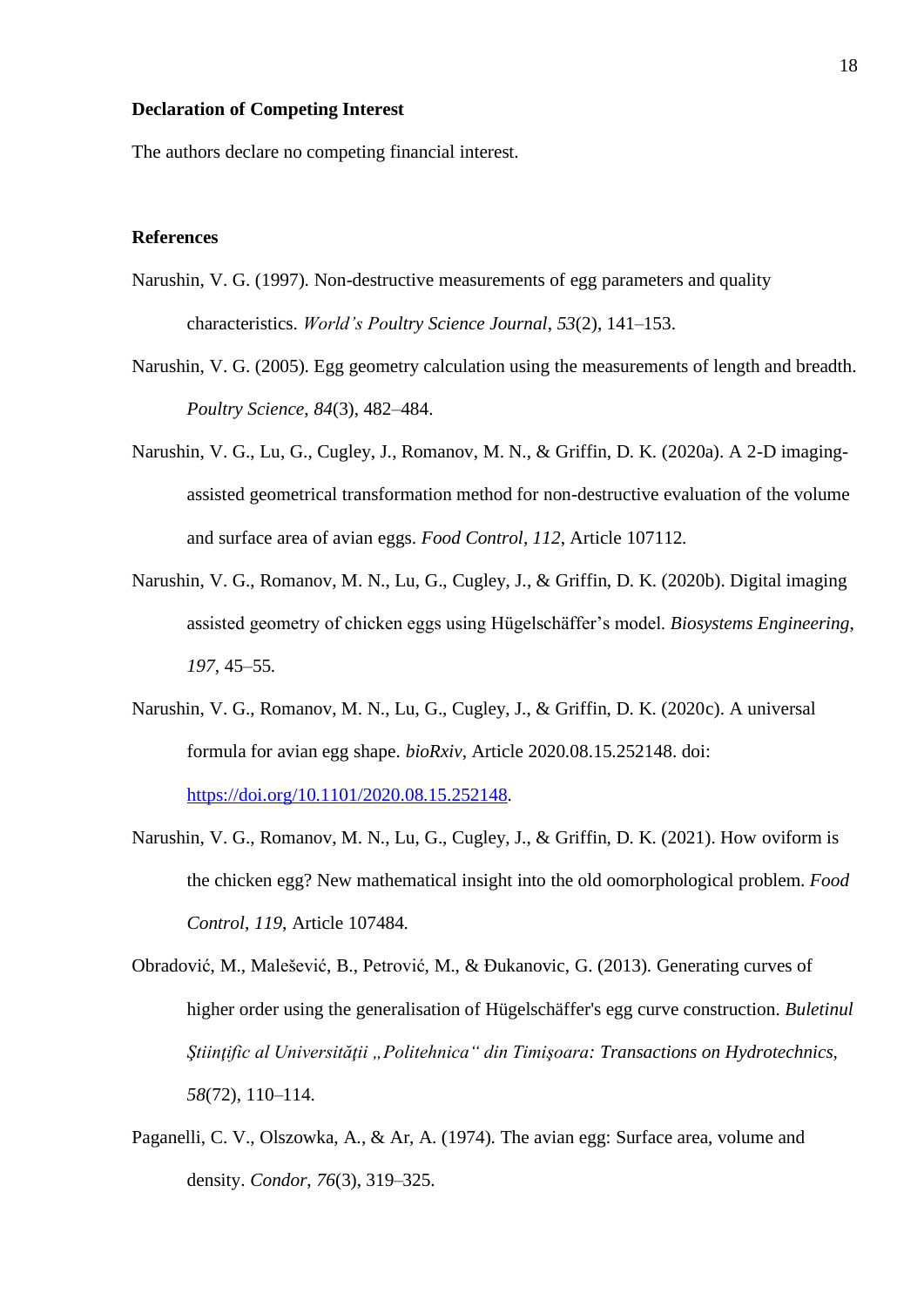**Declaration of Competing Interest**

The authors declare no competing financial interest.

**References**

Narushin, V. G. (1997). Non-destructive measurements of egg parameters and quality characteristics. *World's Poultry Science Journal*, *53*(2), 141–153.

Narushin, V. G. (2005). Egg geometry calculation using the measurements of length and breadth. *Poultry Science*, *84*(3), 482–484.

Narushin, V. G., Lu, G., Cugley, J., Romanov, M. N., & Griffin, D. K. (2020a). A 2-D imaging-assisted geometrical transformation method for non-destructive evaluation of the volume and surface area of avian eggs. *Food Control*, *112*, Article 107112.

Narushin, V. G., Romanov, M. N., Lu, G., Cugley, J., & Griffin, D. K. (2020b). Digital imaging assisted geometry of chicken eggs using Hügelschäffer's model. *Biosystems Engineering*, *197*, 45–55.

Narushin, V. G., Romanov, M. N., Lu, G., Cugley, J., & Griffin, D. K. (2020c). A universal formula for avian egg shape. *bioRxiv*, Article 2020.08.15.252148. doi: https://doi.org/10.1101/2020.08.15.252148.

Narushin, V. G., Romanov, M. N., Lu, G., Cugley, J., & Griffin, D. K. (2021). How oviform is the chicken egg? New mathematical insight into the old oomorphological problem. *Food Control*, *119*, Article 107484.

Obradović, M., Malešević, B., Petrović, M., & Đukanovic, G. (2013). Generating curves of higher order using the generalisation of Hügelschäffer's egg curve construction. *Buletinul Ştiinţific al Universităţii „Politehnica" din Timişoara: Transactions on Hydrotechnics*, *58*(72), 110–114.

Paganelli, C. V., Olszowka, A., & Ar, A. (1974). The avian egg: Surface area, volume and density. *Condor*, *76*(3), 319–325.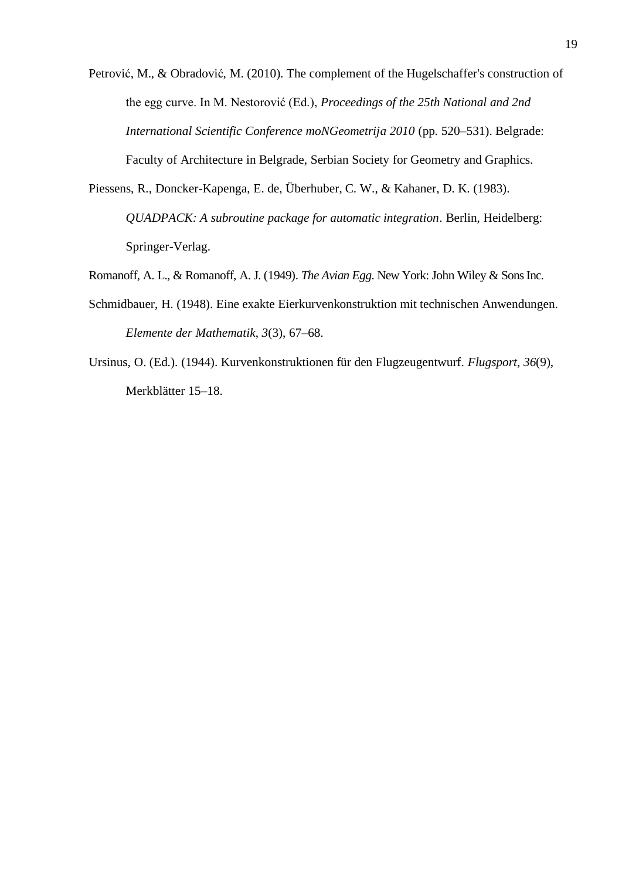Petrović, M., & Obradović, M. (2010). The complement of the Hugelschaffer's construction of the egg curve. In M. Nestorović (Ed.), *Proceedings of the 25th National and 2nd International Scientific Conference moNGeometrija 2010* (pp. 520–531). Belgrade: Faculty of Architecture in Belgrade, Serbian Society for Geometry and Graphics.

Piessens, R., Doncker-Kapenga, E. de, Überhuber, C. W., & Kahaner, D. K. (1983). *QUADPACK: A subroutine package for automatic integration*. Berlin, Heidelberg: Springer-Verlag.

Romanoff, A. L., & Romanoff, A. J. (1949). *The Avian Egg*. New York: John Wiley & Sons Inc.

Schmidbauer, H. (1948). Eine exakte Eierkurvenkonstruktion mit technischen Anwendungen. *Elemente der Mathematik*, *3*(3), 67–68.

Ursinus, O. (Ed.). (1944). Kurvenkonstruktionen für den Flugzeugentwurf. *Flugsport*, *36*(9), Merkblätter 15–18.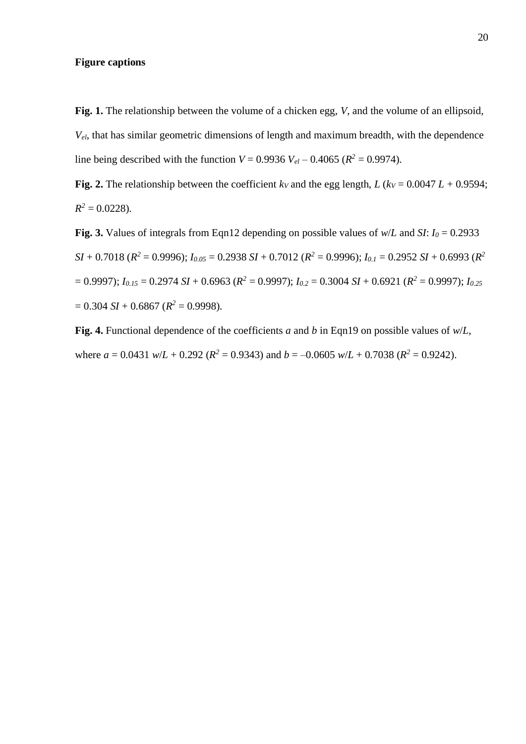**Figure captions**

**Fig. 1.** The relationship between the volume of a chicken egg, $V$, and the volume of an ellipsoid, $V_{el}$, that has similar geometric dimensions of length and maximum breadth, with the dependence line being described with the function $V = 0.9936\ V_{el} – 0.4065$ ($R^2 = 0.9974$).

**Fig. 2.** The relationship between the coefficient $k_V$ and the egg length, $L$ ($k_V = 0.0047\ L + 0.9594$; $R^2 = 0.0228$).

**Fig. 3.** Values of integrals from Eqn12 depending on possible values of $w/L$ and $SI$: $I_0 = 0.2933\ SI + 0.7018$ ($R^2 = 0.9996$); $I_{0.05} = 0.2938\ SI + 0.7012$ ($R^2 = 0.9996$); $I_{0.1} = 0.2952\ SI + 0.6993$ ($R^2 = 0.9997$); $I_{0.15} = 0.2974\ SI + 0.6963$ ($R^2 = 0.9997$); $I_{0.2} = 0.3004\ SI + 0.6921$ ($R^2 = 0.9997$); $I_{0.25} = 0.304\ SI + 0.6867$ ($R^2 = 0.9998$).

**Fig. 4.** Functional dependence of the coefficients $a$ and $b$ in Eqn19 on possible values of $w/L$, where $a = 0.0431\ w/L + 0.292$ ($R^2 = 0.9343$) and $b = –0.0605\ w/L + 0.7038$ ($R^2 = 0.9242$).